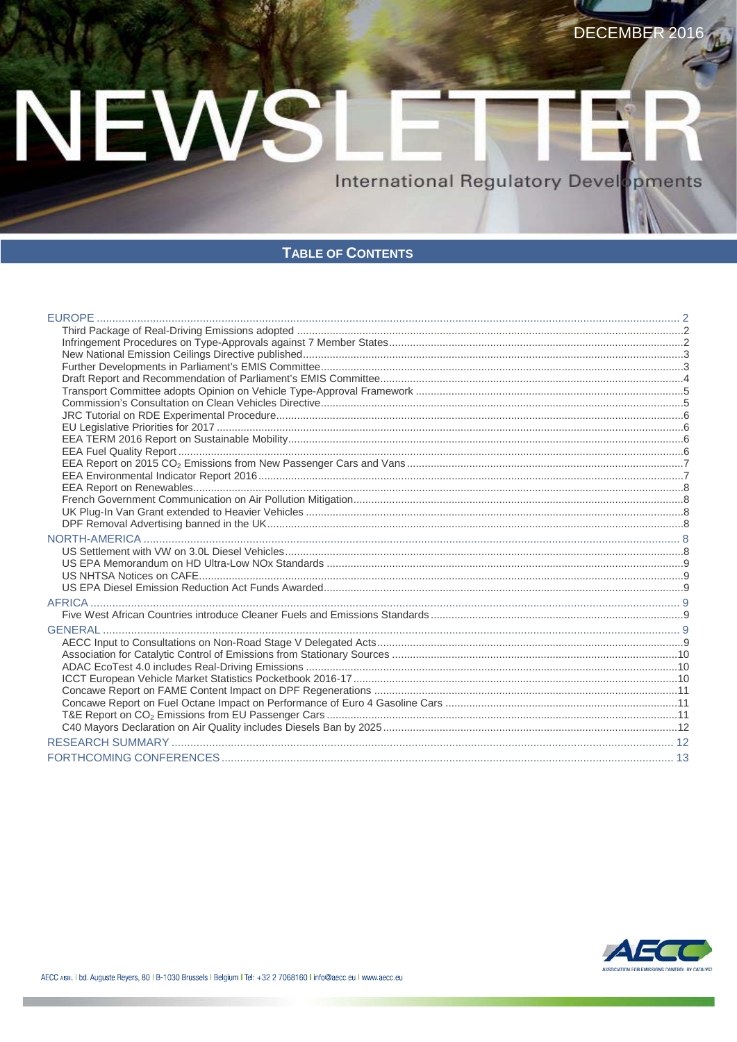DECEMBER 2016

# NEWSLETTER

International Regulatory Developments

## TABLE OF CONTENTS

- EUROPE ..... 2
  - Third Package of Real-Driving Emissions adopted ..... 2
  - Infringement Procedures on Type-Approvals against 7 Member States ..... 2
  - New National Emission Ceilings Directive published ..... 3
  - Further Developments in Parliament's EMIS Committee ..... 3
  - Draft Report and Recommendation of Parliament's EMIS Committee ..... 4
  - Transport Committee adopts Opinion on Vehicle Type-Approval Framework ..... 5
  - Commission's Consultation on Clean Vehicles Directive ..... 5
  - JRC Tutorial on RDE Experimental Procedure ..... 6
  - EU Legislative Priorities for 2017 ..... 6
  - EEA TERM 2016 Report on Sustainable Mobility ..... 6
  - EEA Fuel Quality Report ..... 6
  - EEA Report on 2015 $CO_2$ Emissions from New Passenger Cars and Vans ..... 7
  - EEA Environmental Indicator Report 2016 ..... 7
  - EEA Report on Renewables ..... 8
  - French Government Communication on Air Pollution Mitigation ..... 8
  - UK Plug-In Van Grant extended to Heavier Vehicles ..... 8
  - DPF Removal Advertising banned in the UK ..... 8
- NORTH-AMERICA ..... 8
  - US Settlement with VW on 3.0L Diesel Vehicles ..... 8
  - US EPA Memorandum on HD Ultra-Low NOx Standards ..... 9
  - US NHTSA Notices on CAFE ..... 9
  - US EPA Diesel Emission Reduction Act Funds Awarded ..... 9
- AFRICA ..... 9
  - Five West African Countries introduce Cleaner Fuels and Emissions Standards ..... 9
- GENERAL ..... 9
  - AECC Input to Consultations on Non-Road Stage V Delegated Acts ..... 9
  - Association for Catalytic Control of Emissions from Stationary Sources ..... 10
  - ADAC EcoTest 4.0 includes Real-Driving Emissions ..... 10
  - ICCT European Vehicle Market Statistics Pocketbook 2016-17 ..... 10
  - Concawe Report on FAME Content Impact on DPF Regenerations ..... 11
  - Concawe Report on Fuel Octane Impact on Performance of Euro 4 Gasoline Cars ..... 11
  - T&E Report on $CO_2$ Emissions from EU Passenger Cars ..... 11
  - C40 Mayors Declaration on Air Quality includes Diesels Ban by 2025 ..... 12
- RESEARCH SUMMARY ..... 12
- FORTHCOMING CONFERENCES ..... 13

AECC AISBL | bd. Auguste Reyers, 80 | B-1030 Brussels | Belgium | Tel: +32 2 7068160 | info@aecc.eu | www.aecc.eu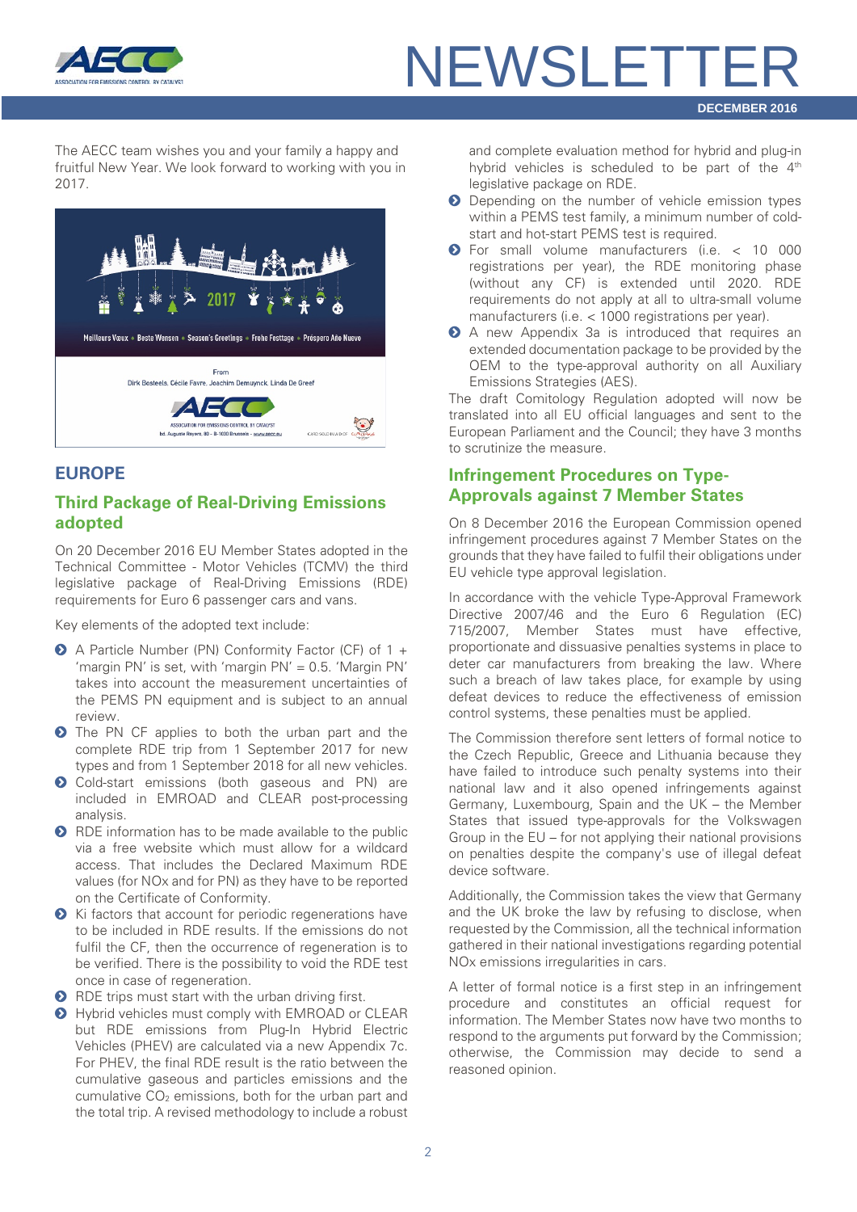The AECC team wishes you and your family a happy and fruitful New Year. We look forward to working with you in 2017.

## EUROPE

### Third Package of Real-Driving Emissions adopted

On 20 December 2016 EU Member States adopted in the Technical Committee - Motor Vehicles (TCMV) the third legislative package of Real-Driving Emissions (RDE) requirements for Euro 6 passenger cars and vans.

Key elements of the adopted text include:

- A Particle Number (PN) Conformity Factor (CF) of 1 + 'margin PN' is set, with 'margin PN' = 0.5. 'Margin PN' takes into account the measurement uncertainties of the PEMS PN equipment and is subject to an annual review.
- The PN CF applies to both the urban part and the complete RDE trip from 1 September 2017 for new types and from 1 September 2018 for all new vehicles.
- Cold-start emissions (both gaseous and PN) are included in EMROAD and CLEAR post-processing analysis.
- RDE information has to be made available to the public via a free website which must allow for a wildcard access. That includes the Declared Maximum RDE values (for NOx and for PN) as they have to be reported on the Certificate of Conformity.
- Ki factors that account for periodic regenerations have to be included in RDE results. If the emissions do not fulfil the CF, then the occurrence of regeneration is to be verified. There is the possibility to void the RDE test once in case of regeneration.
- RDE trips must start with the urban driving first.
- Hybrid vehicles must comply with EMROAD or CLEAR but RDE emissions from Plug-In Hybrid Electric Vehicles (PHEV) are calculated via a new Appendix 7c. For PHEV, the final RDE result is the ratio between the cumulative gaseous and particles emissions and the cumulative $CO_2$ emissions, both for the urban part and the total trip. A revised methodology to include a robust and complete evaluation method for hybrid and plug-in hybrid vehicles is scheduled to be part of the 4th legislative package on RDE.
- Depending on the number of vehicle emission types within a PEMS test family, a minimum number of cold-start and hot-start PEMS test is required.
- For small volume manufacturers (i.e. < 10 000 registrations per year), the RDE monitoring phase (without any CF) is extended until 2020. RDE requirements do not apply at all to ultra-small volume manufacturers (i.e. < 1000 registrations per year).
- A new Appendix 3a is introduced that requires an extended documentation package to be provided by the OEM to the type-approval authority on all Auxiliary Emissions Strategies (AES).

The draft Comitology Regulation adopted will now be translated into all EU official languages and sent to the European Parliament and the Council; they have 3 months to scrutinize the measure.

### Infringement Procedures on Type-Approvals against 7 Member States

On 8 December 2016 the European Commission opened infringement procedures against 7 Member States on the grounds that they have failed to fulfil their obligations under EU vehicle type approval legislation.

In accordance with the vehicle Type-Approval Framework Directive 2007/46 and the Euro 6 Regulation (EC) 715/2007, Member States must have effective, proportionate and dissuasive penalties systems in place to deter car manufacturers from breaking the law. Where such a breach of law takes place, for example by using defeat devices to reduce the effectiveness of emission control systems, these penalties must be applied.

The Commission therefore sent letters of formal notice to the Czech Republic, Greece and Lithuania because they have failed to introduce such penalty systems into their national law and it also opened infringements against Germany, Luxembourg, Spain and the UK – the Member States that issued type-approvals for the Volkswagen Group in the EU – for not applying their national provisions on penalties despite the company's use of illegal defeat device software.

Additionally, the Commission takes the view that Germany and the UK broke the law by refusing to disclose, when requested by the Commission, all the technical information gathered in their national investigations regarding potential NOx emissions irregularities in cars.

A letter of formal notice is a first step in an infringement procedure and constitutes an official request for information. The Member States now have two months to respond to the arguments put forward by the Commission; otherwise, the Commission may decide to send a reasoned opinion.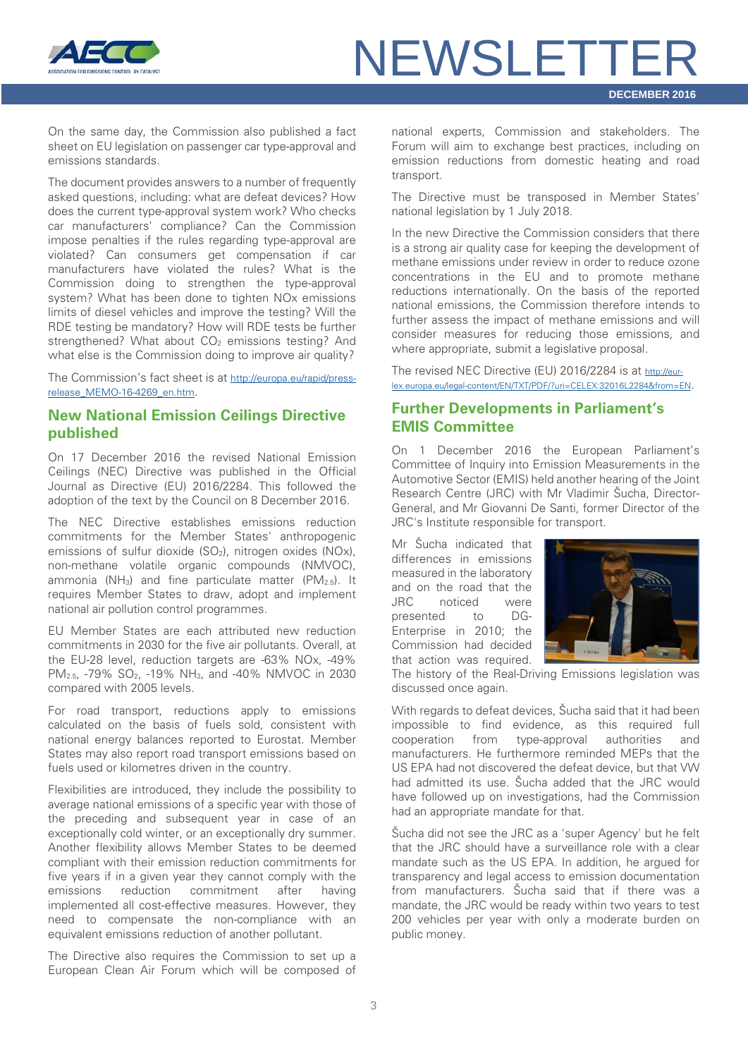On the same day, the Commission also published a fact sheet on EU legislation on passenger car type-approval and emissions standards.

The document provides answers to a number of frequently asked questions, including: what are defeat devices? How does the current type-approval system work? Who checks car manufacturers' compliance? Can the Commission impose penalties if the rules regarding type-approval are violated? Can consumers get compensation if car manufacturers have violated the rules? What is the Commission doing to strengthen the type-approval system? What has been done to tighten NOx emissions limits of diesel vehicles and improve the testing? Will the RDE testing be mandatory? How will RDE tests be further strengthened? What about $CO_2$ emissions testing? And what else is the Commission doing to improve air quality?

The Commission's fact sheet is at http://europa.eu/rapid/press-release_MEMO-16-4269_en.htm.

## New National Emission Ceilings Directive published

On 17 December 2016 the revised National Emission Ceilings (NEC) Directive was published in the Official Journal as Directive (EU) 2016/2284. This followed the adoption of the text by the Council on 8 December 2016.

The NEC Directive establishes emissions reduction commitments for the Member States' anthropogenic emissions of sulfur dioxide ($SO_2$), nitrogen oxides (NOx), non-methane volatile organic compounds (NMVOC), ammonia ($NH_3$) and fine particulate matter ($PM_{2.5}$). It requires Member States to draw, adopt and implement national air pollution control programmes.

EU Member States are each attributed new reduction commitments in 2030 for the five air pollutants. Overall, at the EU-28 level, reduction targets are -63% NOx, -49% $PM_{2.5}$, -79% $SO_2$, -19% $NH_3$, and -40% NMVOC in 2030 compared with 2005 levels.

For road transport, reductions apply to emissions calculated on the basis of fuels sold, consistent with national energy balances reported to Eurostat. Member States may also report road transport emissions based on fuels used or kilometres driven in the country.

Flexibilities are introduced, they include the possibility to average national emissions of a specific year with those of the preceding and subsequent year in case of an exceptionally cold winter, or an exceptionally dry summer. Another flexibility allows Member States to be deemed compliant with their emission reduction commitments for five years if in a given year they cannot comply with the emissions reduction commitment after having implemented all cost-effective measures. However, they need to compensate the non-compliance with an equivalent emissions reduction of another pollutant.

The Directive also requires the Commission to set up a European Clean Air Forum which will be composed of national experts, Commission and stakeholders. The Forum will aim to exchange best practices, including on emission reductions from domestic heating and road transport.

The Directive must be transposed in Member States' national legislation by 1 July 2018.

In the new Directive the Commission considers that there is a strong air quality case for keeping the development of methane emissions under review in order to reduce ozone concentrations in the EU and to promote methane reductions internationally. On the basis of the reported national emissions, the Commission therefore intends to further assess the impact of methane emissions and will consider measures for reducing those emissions, and where appropriate, submit a legislative proposal.

The revised NEC Directive (EU) 2016/2284 is at http://eur-lex.europa.eu/legal-content/EN/TXT/PDF/?uri=CELEX:32016L2284&from=EN.

## Further Developments in Parliament's EMIS Committee

On 1 December 2016 the European Parliament's Committee of Inquiry into Emission Measurements in the Automotive Sector (EMIS) held another hearing of the Joint Research Centre (JRC) with Mr Vladimir Šucha, Director-General, and Mr Giovanni De Santi, former Director of the JRC's Institute responsible for transport.

Mr Šucha indicated that differences in emissions measured in the laboratory and on the road that the JRC noticed were presented to DG-Enterprise in 2010; the Commission had decided that action was required. The history of the Real-Driving Emissions legislation was discussed once again.

With regards to defeat devices, Šucha said that it had been impossible to find evidence, as this required full cooperation from type-approval authorities and manufacturers. He furthermore reminded MEPs that the US EPA had not discovered the defeat device, but that VW had admitted its use. Šucha added that the JRC would have followed up on investigations, had the Commission had an appropriate mandate for that.

Šucha did not see the JRC as a 'super Agency' but he felt that the JRC should have a surveillance role with a clear mandate such as the US EPA. In addition, he argued for transparency and legal access to emission documentation from manufacturers. Šucha said that if there was a mandate, the JRC would be ready within two years to test 200 vehicles per year with only a moderate burden on public money.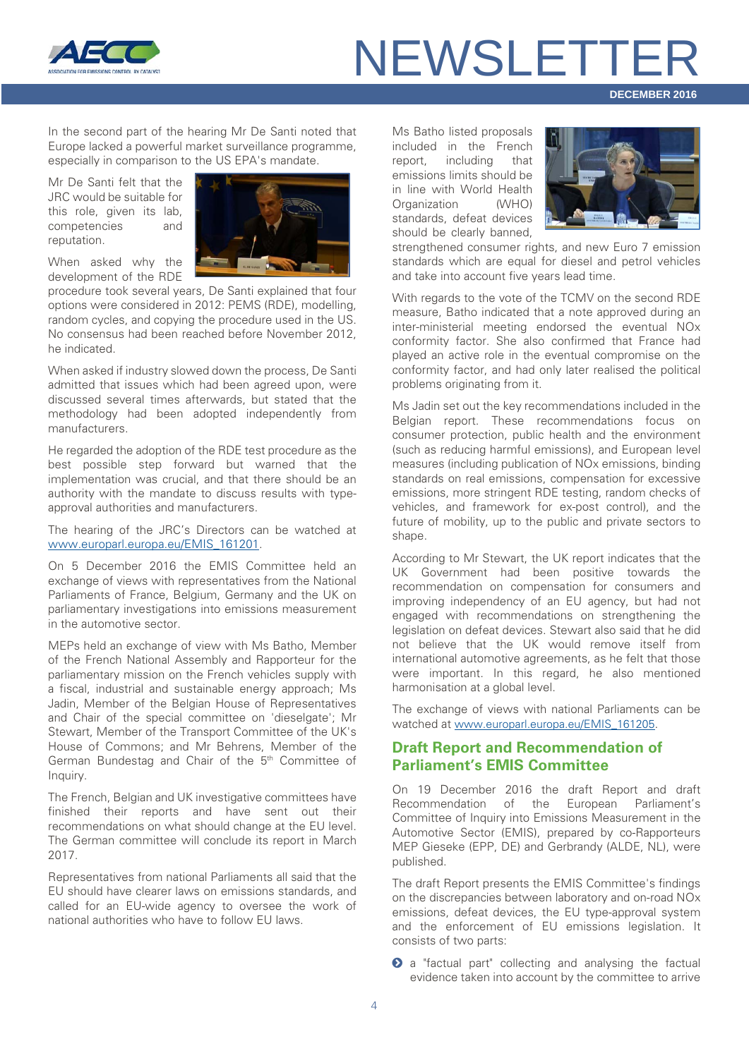In the second part of the hearing Mr De Santi noted that Europe lacked a powerful market surveillance programme, especially in comparison to the US EPA's mandate.

Mr De Santi felt that the JRC would be suitable for this role, given its lab, competencies and reputation.

When asked why the development of the RDE procedure took several years, De Santi explained that four options were considered in 2012: PEMS (RDE), modelling, random cycles, and copying the procedure used in the US. No consensus had been reached before November 2012, he indicated.

When asked if industry slowed down the process, De Santi admitted that issues which had been agreed upon, were discussed several times afterwards, but stated that the methodology had been adopted independently from manufacturers.

He regarded the adoption of the RDE test procedure as the best possible step forward but warned that the implementation was crucial, and that there should be an authority with the mandate to discuss results with type-approval authorities and manufacturers.

The hearing of the JRC's Directors can be watched at www.europarl.europa.eu/EMIS_161201.

On 5 December 2016 the EMIS Committee held an exchange of views with representatives from the National Parliaments of France, Belgium, Germany and the UK on parliamentary investigations into emissions measurement in the automotive sector.

MEPs held an exchange of view with Ms Batho, Member of the French National Assembly and Rapporteur for the parliamentary mission on the French vehicles supply with a fiscal, industrial and sustainable energy approach; Ms Jadin, Member of the Belgian House of Representatives and Chair of the special committee on 'dieselgate'; Mr Stewart, Member of the Transport Committee of the UK's House of Commons; and Mr Behrens, Member of the German Bundestag and Chair of the 5th Committee of Inquiry.

The French, Belgian and UK investigative committees have finished their reports and have sent out their recommendations on what should change at the EU level. The German committee will conclude its report in March 2017.

Representatives from national Parliaments all said that the EU should have clearer laws on emissions standards, and called for an EU-wide agency to oversee the work of national authorities who have to follow EU laws.

Ms Batho listed proposals included in the French report, including that emissions limits should be in line with World Health Organization (WHO) standards, defeat devices should be clearly banned, strengthened consumer rights, and new Euro 7 emission standards which are equal for diesel and petrol vehicles and take into account five years lead time.

With regards to the vote of the TCMV on the second RDE measure, Batho indicated that a note approved during an inter-ministerial meeting endorsed the eventual NOx conformity factor. She also confirmed that France had played an active role in the eventual compromise on the conformity factor, and had only later realised the political problems originating from it.

Ms Jadin set out the key recommendations included in the Belgian report. These recommendations focus on consumer protection, public health and the environment (such as reducing harmful emissions), and European level measures (including publication of NOx emissions, binding standards on real emissions, compensation for excessive emissions, more stringent RDE testing, random checks of vehicles, and framework for ex-post control), and the future of mobility, up to the public and private sectors to shape.

According to Mr Stewart, the UK report indicates that the UK Government had been positive towards the recommendation on compensation for consumers and improving independency of an EU agency, but had not engaged with recommendations on strengthening the legislation on defeat devices. Stewart also said that he did not believe that the UK would remove itself from international automotive agreements, as he felt that those were important. In this regard, he also mentioned harmonisation at a global level.

The exchange of views with national Parliaments can be watched at www.europarl.europa.eu/EMIS_161205.

## Draft Report and Recommendation of Parliament's EMIS Committee

On 19 December 2016 the draft Report and draft Recommendation of the European Parliament's Committee of Inquiry into Emissions Measurement in the Automotive Sector (EMIS), prepared by co-Rapporteurs MEP Gieseke (EPP, DE) and Gerbrandy (ALDE, NL), were published.

The draft Report presents the EMIS Committee's findings on the discrepancies between laboratory and on-road NOx emissions, defeat devices, the EU type-approval system and the enforcement of EU emissions legislation. It consists of two parts:

- a "factual part" collecting and analysing the factual evidence taken into account by the committee to arrive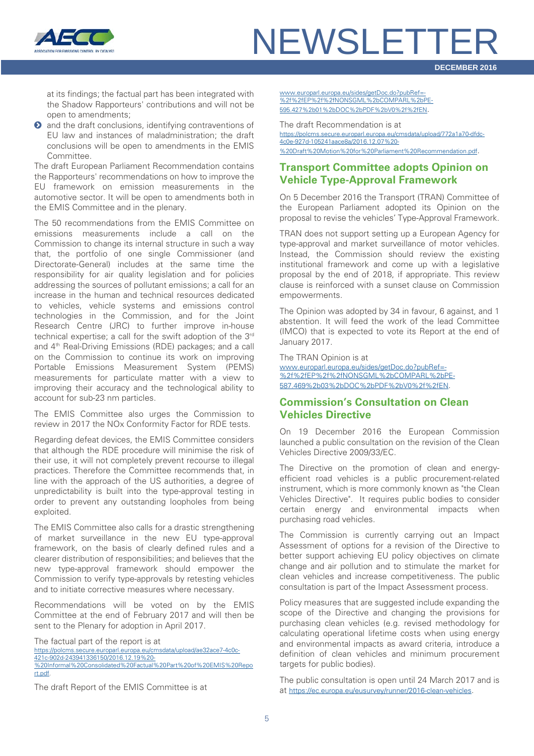at its findings; the factual part has been integrated with the Shadow Rapporteurs' contributions and will not be open to amendments;

- and the draft conclusions, identifying contraventions of EU law and instances of maladministration; the draft conclusions will be open to amendments in the EMIS Committee.

The draft European Parliament Recommendation contains the Rapporteurs' recommendations on how to improve the EU framework on emission measurements in the automotive sector. It will be open to amendments both in the EMIS Committee and in the plenary.

The 50 recommendations from the EMIS Committee on emissions measurements include a call on the Commission to change its internal structure in such a way that, the portfolio of one single Commissioner (and Directorate-General) includes at the same time the responsibility for air quality legislation and for policies addressing the sources of pollutant emissions; a call for an increase in the human and technical resources dedicated to vehicles, vehicle systems and emissions control technologies in the Commission, and for the Joint Research Centre (JRC) to further improve in-house technical expertise; a call for the swift adoption of the 3rd and 4th Real-Driving Emissions (RDE) packages; and a call on the Commission to continue its work on improving Portable Emissions Measurement System (PEMS) measurements for particulate matter with a view to improving their accuracy and the technological ability to account for sub-23 nm particles.

The EMIS Committee also urges the Commission to review in 2017 the NOx Conformity Factor for RDE tests.

Regarding defeat devices, the EMIS Committee considers that although the RDE procedure will minimise the risk of their use, it will not completely prevent recourse to illegal practices. Therefore the Committee recommends that, in line with the approach of the US authorities, a degree of unpredictability is built into the type-approval testing in order to prevent any outstanding loopholes from being exploited.

The EMIS Committee also calls for a drastic strengthening of market surveillance in the new EU type-approval framework, on the basis of clearly defined rules and a clearer distribution of responsibilities; and believes that the new type-approval framework should empower the Commission to verify type-approvals by retesting vehicles and to initiate corrective measures where necessary.

Recommendations will be voted on by the EMIS Committee at the end of February 2017 and will then be sent to the Plenary for adoption in April 2017.

The factual part of the report is at https://polcms.secure.europarl.europa.eu/cmsdata/upload/ae32ace7-4c0c-421c-902d-243941336150/2016.12.19%20-%20Informal%20Consolidated%20Factual%20Part%20of%20EMIS%20Report.pdf.

The draft Report of the EMIS Committee is at www.europarl.europa.eu/sides/getDoc.do?pubRef=-%2f%2fEP%2f%2fNONSGML%2bCOMPARL%2bPE-595.427%2b01%2bDOC%2bPDF%2bV0%2f%2fEN.

The draft Recommendation is at https://polcms.secure.europarl.europa.eu/cmsdata/upload/772a1a70-dfdc-4c0e-927d-105241aace8a/2016.12.07%20-%20Draft%20Motion%20for%20Parliament%20Recommendation.pdf.

## Transport Committee adopts Opinion on Vehicle Type-Approval Framework

On 5 December 2016 the Transport (TRAN) Committee of the European Parliament adopted its Opinion on the proposal to revise the vehicles' Type-Approval Framework.

TRAN does not support setting up a European Agency for type-approval and market surveillance of motor vehicles. Instead, the Commission should review the existing institutional framework and come up with a legislative proposal by the end of 2018, if appropriate. This review clause is reinforced with a sunset clause on Commission empowerments.

The Opinion was adopted by 34 in favour, 6 against, and 1 abstention. It will feed the work of the lead Committee (IMCO) that is expected to vote its Report at the end of January 2017.

The TRAN Opinion is at www.europarl.europa.eu/sides/getDoc.do?pubRef=-%2f%2fEP%2f%2fNONSGML%2bCOMPARL%2bPE-587.469%2b03%2bDOC%2bPDF%2bV0%2f%2fEN.

## Commission's Consultation on Clean Vehicles Directive

On 19 December 2016 the European Commission launched a public consultation on the revision of the Clean Vehicles Directive 2009/33/EC.

The Directive on the promotion of clean and energy-efficient road vehicles is a public procurement-related instrument, which is more commonly known as "the Clean Vehicles Directive". It requires public bodies to consider certain energy and environmental impacts when purchasing road vehicles.

The Commission is currently carrying out an Impact Assessment of options for a revision of the Directive to better support achieving EU policy objectives on climate change and air pollution and to stimulate the market for clean vehicles and increase competitiveness. The public consultation is part of the Impact Assessment process.

Policy measures that are suggested include expanding the scope of the Directive and changing the provisions for purchasing clean vehicles (e.g. revised methodology for calculating operational lifetime costs when using energy and environmental impacts as award criteria, introduce a definition of clean vehicles and minimum procurement targets for public bodies).

The public consultation is open until 24 March 2017 and is at https://ec.europa.eu/eusurvey/runner/2016-clean-vehicles.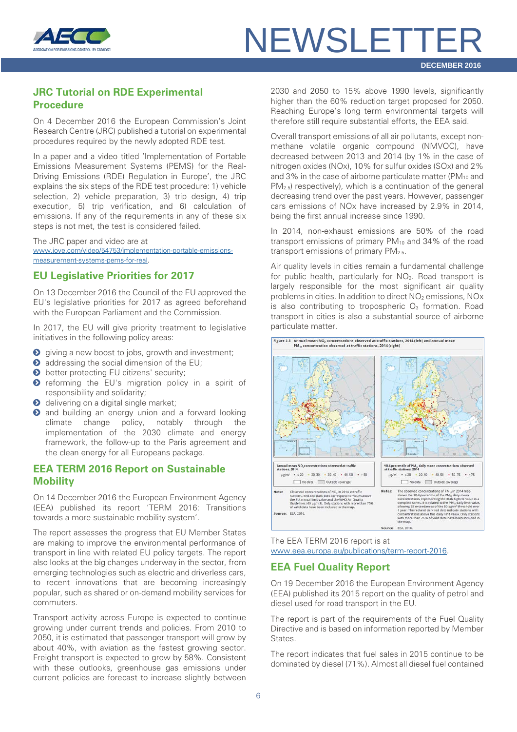## JRC Tutorial on RDE Experimental Procedure

On 4 December 2016 the European Commission's Joint Research Centre (JRC) published a tutorial on experimental procedures required by the newly adopted RDE test.

In a paper and a video titled 'Implementation of Portable Emissions Measurement Systems (PEMS) for the Real-Driving Emissions (RDE) Regulation in Europe', the JRC explains the six steps of the RDE test procedure: 1) vehicle selection, 2) vehicle preparation, 3) trip design, 4) trip execution, 5) trip verification, and 6) calculation of emissions. If any of the requirements in any of these six steps is not met, the test is considered failed.

The JRC paper and video are at www.jove.com/video/54753/implementation-portable-emissions-measurement-systems-pems-for-real.

## EU Legislative Priorities for 2017

On 13 December 2016 the Council of the EU approved the EU's legislative priorities for 2017 as agreed beforehand with the European Parliament and the Commission.

In 2017, the EU will give priority treatment to legislative initiatives in the following policy areas:

- giving a new boost to jobs, growth and investment;
- addressing the social dimension of the EU;
- better protecting EU citizens' security;
- reforming the EU's migration policy in a spirit of responsibility and solidarity;
- delivering on a digital single market;
- and building an energy union and a forward looking climate change policy, notably through the implementation of the 2030 climate and energy framework, the follow-up to the Paris agreement and the clean energy for all Europeans package.

## EEA TERM 2016 Report on Sustainable Mobility

On 14 December 2016 the European Environment Agency (EEA) published its report 'TERM 2016: Transitions towards a more sustainable mobility system'.

The report assesses the progress that EU Member States are making to improve the environmental performance of transport in line with related EU policy targets. The report also looks at the big changes underway in the sector, from emerging technologies such as electric and driverless cars, to recent innovations that are becoming increasingly popular, such as shared or on-demand mobility services for commuters.

Transport activity across Europe is expected to continue growing under current trends and policies. From 2010 to 2050, it is estimated that passenger transport will grow by about 40%, with aviation as the fastest growing sector. Freight transport is expected to grow by 58%. Consistent with these outlooks, greenhouse gas emissions under current policies are forecast to increase slightly between 2030 and 2050 to 15% above 1990 levels, significantly higher than the 60% reduction target proposed for 2050. Reaching Europe's long term environmental targets will therefore still require substantial efforts, the EEA said.

Overall transport emissions of all air pollutants, except non-methane volatile organic compound (NMVOC), have decreased between 2013 and 2014 (by 1% in the case of nitrogen oxides (NOx), 10% for sulfur oxides (SOx) and 2% and 3% in the case of airborne particulate matter ($PM_{10}$ and $PM_{2.5}$) respectively), which is a continuation of the general decreasing trend over the past years. However, passenger cars emissions of NOx have increased by 2.9% in 2014, being the first annual increase since 1990.

In 2014, non-exhaust emissions are 50% of the road transport emissions of primary $PM_{10}$ and 34% of the road transport emissions of primary $PM_{2.5}$.

Air quality levels in cities remain a fundamental challenge for public health, particularly for $NO_2$. Road transport is largely responsible for the most significant air quality problems in cities. In addition to direct $NO_2$ emissions, NOx is also contributing to tropospheric $O_3$ formation. Road transport in cities is also a substantial source of airborne particulate matter.

Figure 2.5 Annual mean $NO_2$ concentrations observed at traffic stations, 2014 (left) and annual mean $PM_{10}$ concentration observed at traffic stations, 2014 (right)

The EEA TERM 2016 report is at www.eea.europa.eu/publications/term-report-2016.

## EEA Fuel Quality Report

On 19 December 2016 the European Environment Agency (EEA) published its 2015 report on the quality of petrol and diesel used for road transport in the EU.

The report is part of the requirements of the Fuel Quality Directive and is based on information reported by Member States.

The report indicates that fuel sales in 2015 continue to be dominated by diesel (71%). Almost all diesel fuel contained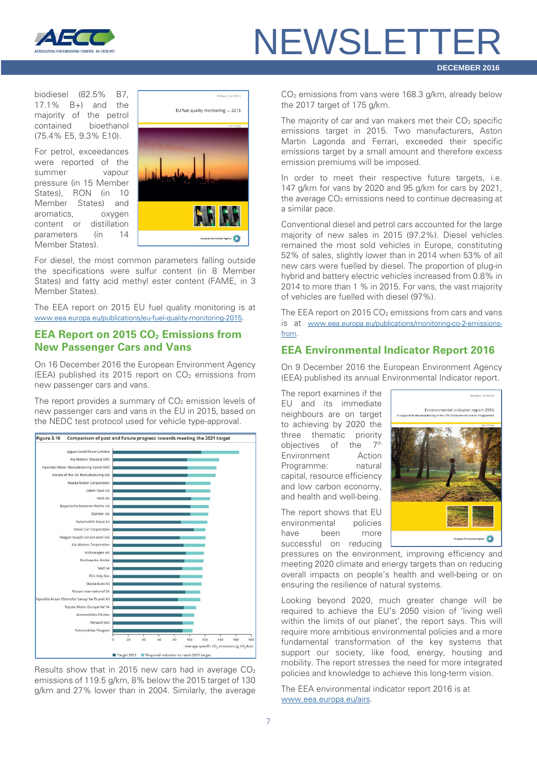biodiesel (82.5% B7, 17.1% B+) and the majority of the petrol contained bioethanol (75.4% E5, 9.3% E10).

For petrol, exceedances were reported of the summer vapour pressure (in 15 Member States), RON (in 10 Member States) and aromatics, oxygen content or distillation parameters (in 14 Member States).

For diesel, the most common parameters falling outside the specifications were sulfur content (in 8 Member States) and fatty acid methyl ester content (FAME, in 3 Member States).

The EEA report on 2015 EU fuel quality monitoring is at www.eea.europa.eu/publications/eu-fuel-quality-monitoring-2015.

## EEA Report on 2015 $CO_2$ Emissions from New Passenger Cars and Vans

On 16 December 2016 the European Environment Agency (EEA) published its 2015 report on $CO_2$ emissions from new passenger cars and vans.

The report provides a summary of $CO_2$ emission levels of new passenger cars and vans in the EU in 2015, based on the NEDC test protocol used for vehicle type-approval.

Figure 3.16 Comparison of past and future progress towards meeting the 2021 target

Results show that in 2015 new cars had in average $CO_2$ emissions of 119.5 g/km, 8% below the 2015 target of 130 g/km and 27% lower than in 2004. Similarly, the average $CO_2$ emissions from vans were 168.3 g/km, already below the 2017 target of 175 g/km.

The majority of car and van makers met their $CO_2$ specific emissions target in 2015. Two manufacturers, Aston Martin Lagonda and Ferrari, exceeded their specific emissions target by a small amount and therefore excess emission premiums will be imposed.

In order to meet their respective future targets, i.e. 147 g/km for vans by 2020 and 95 g/km for cars by 2021, the average $CO_2$ emissions need to continue decreasing at a similar pace.

Conventional diesel and petrol cars accounted for the large majority of new sales in 2015 (97.2%). Diesel vehicles remained the most sold vehicles in Europe, constituting 52% of sales, slightly lower than in 2014 when 53% of all new cars were fuelled by diesel. The proportion of plug-in hybrid and battery electric vehicles increased from 0.8% in 2014 to more than 1 % in 2015. For vans, the vast majority of vehicles are fuelled with diesel (97%).

The EEA report on 2015 $CO_2$ emissions from cars and vans is at www.eea.europa.eu/publications/monitoring-co-2-emissions-from.

## EEA Environmental Indicator Report 2016

On 9 December 2016 the European Environment Agency (EEA) published its annual Environmental Indicator report.

The report examines if the EU and its immediate neighbours are on target to achieving by 2020 the three thematic priority objectives of the 7th Environment Action Programme: natural capital, resource efficiency and low carbon economy, and health and well-being.

The report shows that EU environmental policies have been more successful on reducing pressures on the environment, improving efficiency and meeting 2020 climate and energy targets than on reducing overall impacts on people's health and well-being or on ensuring the resilience of natural systems.

Looking beyond 2020, much greater change will be required to achieve the EU's 2050 vision of 'living well within the limits of our planet', the report says. This will require more ambitious environmental policies and a more fundamental transformation of the key systems that support our society, like food, energy, housing and mobility. The report stresses the need for more integrated policies and knowledge to achieve this long-term vision.

The EEA environmental indicator report 2016 is at www.eea.europa.eu/airs.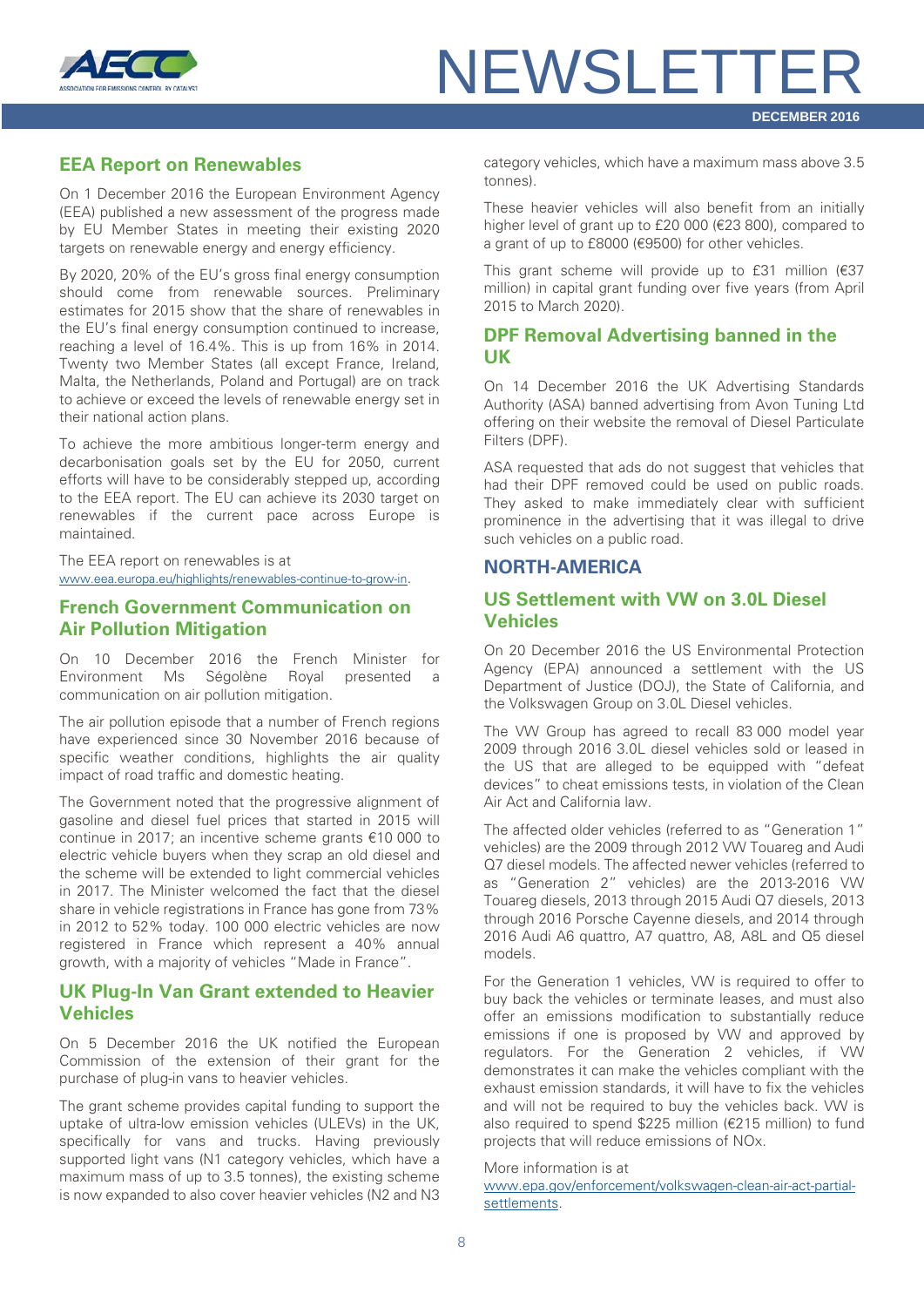## EEA Report on Renewables

On 1 December 2016 the European Environment Agency (EEA) published a new assessment of the progress made by EU Member States in meeting their existing 2020 targets on renewable energy and energy efficiency.

By 2020, 20% of the EU's gross final energy consumption should come from renewable sources. Preliminary estimates for 2015 show that the share of renewables in the EU's final energy consumption continued to increase, reaching a level of 16.4%. This is up from 16% in 2014. Twenty two Member States (all except France, Ireland, Malta, the Netherlands, Poland and Portugal) are on track to achieve or exceed the levels of renewable energy set in their national action plans.

To achieve the more ambitious longer-term energy and decarbonisation goals set by the EU for 2050, current efforts will have to be considerably stepped up, according to the EEA report. The EU can achieve its 2030 target on renewables if the current pace across Europe is maintained.

The EEA report on renewables is at www.eea.europa.eu/highlights/renewables-continue-to-grow-in.

## French Government Communication on Air Pollution Mitigation

On 10 December 2016 the French Minister for Environment Ms Ségolène Royal presented a communication on air pollution mitigation.

The air pollution episode that a number of French regions have experienced since 30 November 2016 because of specific weather conditions, highlights the air quality impact of road traffic and domestic heating.

The Government noted that the progressive alignment of gasoline and diesel fuel prices that started in 2015 will continue in 2017; an incentive scheme grants €10 000 to electric vehicle buyers when they scrap an old diesel and the scheme will be extended to light commercial vehicles in 2017. The Minister welcomed the fact that the diesel share in vehicle registrations in France has gone from 73% in 2012 to 52% today. 100 000 electric vehicles are now registered in France which represent a 40% annual growth, with a majority of vehicles "Made in France".

## UK Plug-In Van Grant extended to Heavier Vehicles

On 5 December 2016 the UK notified the European Commission of the extension of their grant for the purchase of plug-in vans to heavier vehicles.

The grant scheme provides capital funding to support the uptake of ultra-low emission vehicles (ULEVs) in the UK, specifically for vans and trucks. Having previously supported light vans (N1 category vehicles, which have a maximum mass of up to 3.5 tonnes), the existing scheme is now expanded to also cover heavier vehicles (N2 and N3 category vehicles, which have a maximum mass above 3.5 tonnes).

These heavier vehicles will also benefit from an initially higher level of grant up to £20 000 (€23 800), compared to a grant of up to £8000 (€9500) for other vehicles.

This grant scheme will provide up to £31 million (€37 million) in capital grant funding over five years (from April 2015 to March 2020).

## DPF Removal Advertising banned in the UK

On 14 December 2016 the UK Advertising Standards Authority (ASA) banned advertising from Avon Tuning Ltd offering on their website the removal of Diesel Particulate Filters (DPF).

ASA requested that ads do not suggest that vehicles that had their DPF removed could be used on public roads. They asked to make immediately clear with sufficient prominence in the advertising that it was illegal to drive such vehicles on a public road.

# NORTH-AMERICA

## US Settlement with VW on 3.0L Diesel Vehicles

On 20 December 2016 the US Environmental Protection Agency (EPA) announced a settlement with the US Department of Justice (DOJ), the State of California, and the Volkswagen Group on 3.0L Diesel vehicles.

The VW Group has agreed to recall 83 000 model year 2009 through 2016 3.0L diesel vehicles sold or leased in the US that are alleged to be equipped with "defeat devices" to cheat emissions tests, in violation of the Clean Air Act and California law.

The affected older vehicles (referred to as "Generation 1" vehicles) are the 2009 through 2012 VW Touareg and Audi Q7 diesel models. The affected newer vehicles (referred to as "Generation 2" vehicles) are the 2013-2016 VW Touareg diesels, 2013 through 2015 Audi Q7 diesels, 2013 through 2016 Porsche Cayenne diesels, and 2014 through 2016 Audi A6 quattro, A7 quattro, A8, A8L and Q5 diesel models.

For the Generation 1 vehicles, VW is required to offer to buy back the vehicles or terminate leases, and must also offer an emissions modification to substantially reduce emissions if one is proposed by VW and approved by regulators. For the Generation 2 vehicles, if VW demonstrates it can make the vehicles compliant with the exhaust emission standards, it will have to fix the vehicles and will not be required to buy the vehicles back. VW is also required to spend $225 million (€215 million) to fund projects that will reduce emissions of NOx.

More information is at www.epa.gov/enforcement/volkswagen-clean-air-act-partial-settlements.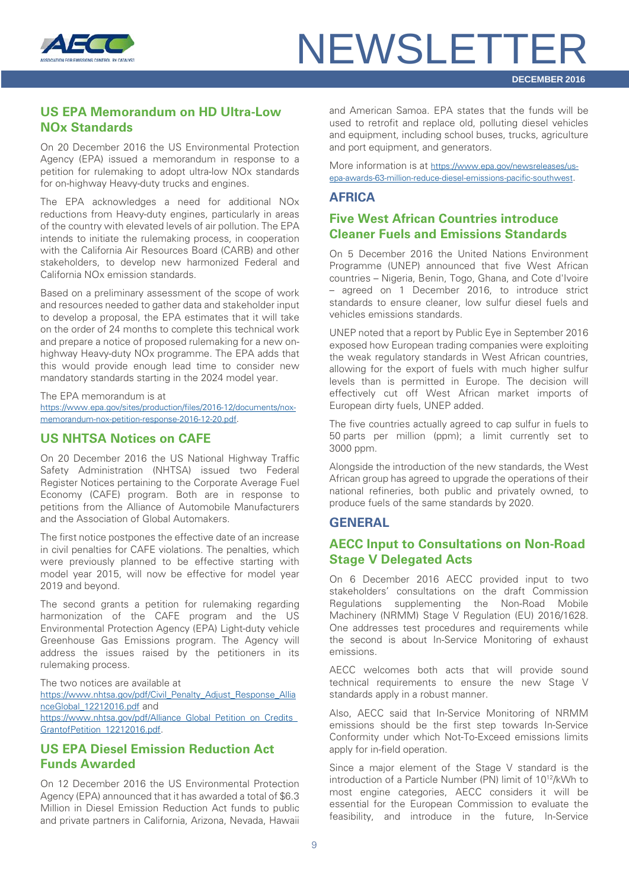## US EPA Memorandum on HD Ultra-Low NOx Standards

On 20 December 2016 the US Environmental Protection Agency (EPA) issued a memorandum in response to a petition for rulemaking to adopt ultra-low NOx standards for on-highway Heavy-duty trucks and engines.

The EPA acknowledges a need for additional NOx reductions from Heavy-duty engines, particularly in areas of the country with elevated levels of air pollution. The EPA intends to initiate the rulemaking process, in cooperation with the California Air Resources Board (CARB) and other stakeholders, to develop new harmonized Federal and California NOx emission standards.

Based on a preliminary assessment of the scope of work and resources needed to gather data and stakeholder input to develop a proposal, the EPA estimates that it will take on the order of 24 months to complete this technical work and prepare a notice of proposed rulemaking for a new on-highway Heavy-duty NOx programme. The EPA adds that this would provide enough lead time to consider new mandatory standards starting in the 2024 model year.

The EPA memorandum is at
https://www.epa.gov/sites/production/files/2016-12/documents/nox-memorandum-nox-petition-response-2016-12-20.pdf.

## US NHTSA Notices on CAFE

On 20 December 2016 the US National Highway Traffic Safety Administration (NHTSA) issued two Federal Register Notices pertaining to the Corporate Average Fuel Economy (CAFE) program. Both are in response to petitions from the Alliance of Automobile Manufacturers and the Association of Global Automakers.

The first notice postpones the effective date of an increase in civil penalties for CAFE violations. The penalties, which were previously planned to be effective starting with model year 2015, will now be effective for model year 2019 and beyond.

The second grants a petition for rulemaking regarding harmonization of the CAFE program and the US Environmental Protection Agency (EPA) Light-duty vehicle Greenhouse Gas Emissions program. The Agency will address the issues raised by the petitioners in its rulemaking process.

The two notices are available at
https://www.nhtsa.gov/pdf/Civil_Penalty_Adjust_Response_AllianceGlobal_12212016.pdf and
https://www.nhtsa.gov/pdf/Alliance_Global_Petition_on_Credits_GrantofPetition_12212016.pdf.

## US EPA Diesel Emission Reduction Act Funds Awarded

On 12 December 2016 the US Environmental Protection Agency (EPA) announced that it has awarded a total of $6.3 Million in Diesel Emission Reduction Act funds to public and private partners in California, Arizona, Nevada, Hawaii and American Samoa. EPA states that the funds will be used to retrofit and replace old, polluting diesel vehicles and equipment, including school buses, trucks, agriculture and port equipment, and generators.

More information is at https://www.epa.gov/newsreleases/us-epa-awards-63-million-reduce-diesel-emissions-pacific-southwest.

# AFRICA

## Five West African Countries introduce Cleaner Fuels and Emissions Standards

On 5 December 2016 the United Nations Environment Programme (UNEP) announced that five West African countries – Nigeria, Benin, Togo, Ghana, and Cote d'Ivoire – agreed on 1 December 2016, to introduce strict standards to ensure cleaner, low sulfur diesel fuels and vehicles emissions standards.

UNEP noted that a report by Public Eye in September 2016 exposed how European trading companies were exploiting the weak regulatory standards in West African countries, allowing for the export of fuels with much higher sulfur levels than is permitted in Europe. The decision will effectively cut off West African market imports of European dirty fuels, UNEP added.

The five countries actually agreed to cap sulfur in fuels to 50 parts per million (ppm); a limit currently set to 3000 ppm.

Alongside the introduction of the new standards, the West African group has agreed to upgrade the operations of their national refineries, both public and privately owned, to produce fuels of the same standards by 2020.

# GENERAL

## AECC Input to Consultations on Non-Road Stage V Delegated Acts

On 6 December 2016 AECC provided input to two stakeholders' consultations on the draft Commission Regulations supplementing the Non-Road Mobile Machinery (NRMM) Stage V Regulation (EU) 2016/1628. One addresses test procedures and requirements while the second is about In-Service Monitoring of exhaust emissions.

AECC welcomes both acts that will provide sound technical requirements to ensure the new Stage V standards apply in a robust manner.

Also, AECC said that In-Service Monitoring of NRMM emissions should be the first step towards In-Service Conformity under which Not-To-Exceed emissions limits apply for in-field operation.

Since a major element of the Stage V standard is the introduction of a Particle Number (PN) limit of $10^{12}$/kWh to most engine categories, AECC considers it will be essential for the European Commission to evaluate the feasibility, and introduce in the future, In-Service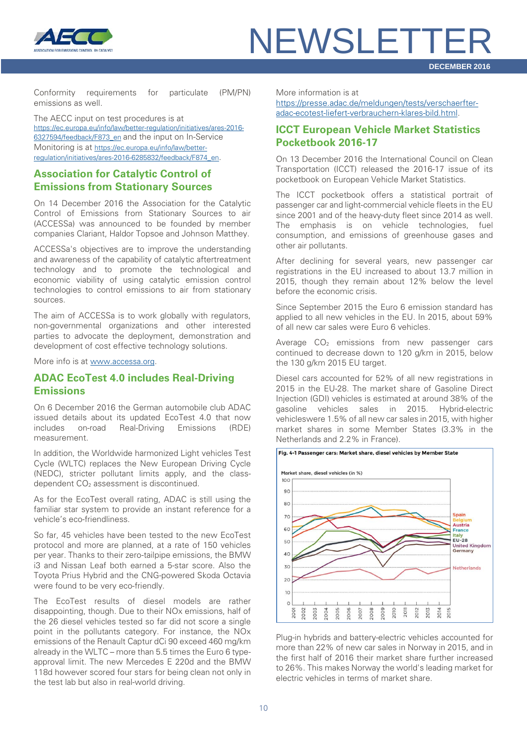Conformity requirements for particulate (PM/PN) emissions as well.

The AECC input on test procedures is at https://ec.europa.eu/info/law/better-regulation/initiatives/ares-2016-6327594/feedback/F873_en and the input on In-Service Monitoring is at https://ec.europa.eu/info/law/better-regulation/initiatives/ares-2016-6285832/feedback/F874_en.

## Association for Catalytic Control of Emissions from Stationary Sources

On 14 December 2016 the Association for the Catalytic Control of Emissions from Stationary Sources to air (ACCESSa) was announced to be founded by member companies Clariant, Haldor Topsoe and Johnson Matthey.

ACCESSa's objectives are to improve the understanding and awareness of the capability of catalytic aftertreatment technology and to promote the technological and economic viability of using catalytic emission control technologies to control emissions to air from stationary sources.

The aim of ACCESSa is to work globally with regulators, non-governmental organizations and other interested parties to advocate the deployment, demonstration and development of cost effective technology solutions.

More info is at www.accessa.org.

## ADAC EcoTest 4.0 includes Real-Driving Emissions

On 6 December 2016 the German automobile club ADAC issued details about its updated EcoTest 4.0 that now includes on-road Real-Driving Emissions (RDE) measurement.

In addition, the Worldwide harmonized Light vehicles Test Cycle (WLTC) replaces the New European Driving Cycle (NEDC), stricter pollutant limits apply, and the class-dependent $CO_2$ assessment is discontinued.

As for the EcoTest overall rating, ADAC is still using the familiar star system to provide an instant reference for a vehicle's eco-friendliness.

So far, 45 vehicles have been tested to the new EcoTest protocol and more are planned, at a rate of 150 vehicles per year. Thanks to their zero-tailpipe emissions, the BMW i3 and Nissan Leaf both earned a 5-star score. Also the Toyota Prius Hybrid and the CNG-powered Skoda Octavia were found to be very eco-friendly.

The EcoTest results of diesel models are rather disappointing, though. Due to their NOx emissions, half of the 26 diesel vehicles tested so far did not score a single point in the pollutants category. For instance, the NOx emissions of the Renault Captur dCi 90 exceed 460 mg/km already in the WLTC – more than 5.5 times the Euro 6 type-approval limit. The new Mercedes E 220d and the BMW 118d however scored four stars for being clean not only in the test lab but also in real-world driving.

More information is at https://presse.adac.de/meldungen/tests/verschaerfter-adac-ecotest-liefert-verbrauchern-klares-bild.html.

## ICCT European Vehicle Market Statistics Pocketbook 2016-17

On 13 December 2016 the International Council on Clean Transportation (ICCT) released the 2016-17 issue of its pocketbook on European Vehicle Market Statistics.

The ICCT pocketbook offers a statistical portrait of passenger car and light-commercial vehicle fleets in the EU since 2001 and of the heavy-duty fleet since 2014 as well. The emphasis is on vehicle technologies, fuel consumption, and emissions of greenhouse gases and other air pollutants.

After declining for several years, new passenger car registrations in the EU increased to about 13.7 million in 2015, though they remain about 12% below the level before the economic crisis.

Since September 2015 the Euro 6 emission standard has applied to all new vehicles in the EU. In 2015, about 59% of all new car sales were Euro 6 vehicles.

Average $CO_2$ emissions from new passenger cars continued to decrease down to 120 g/km in 2015, below the 130 g/km 2015 EU target.

Diesel cars accounted for 52% of all new registrations in 2015 in the EU-28. The market share of Gasoline Direct Injection (GDI) vehicles is estimated at around 38% of the gasoline vehicles sales in 2015. Hybrid-electric vehicleswere 1.5% of all new car sales in 2015, with higher market shares in some Member States (3.3% in the Netherlands and 2.2% in France).

Fig. 4-1 Passenger cars: Market share, diesel vehicles by Member State

Plug-in hybrids and battery-electric vehicles accounted for more than 22% of new car sales in Norway in 2015, and in the first half of 2016 their market share further increased to 26%. This makes Norway the world's leading market for electric vehicles in terms of market share.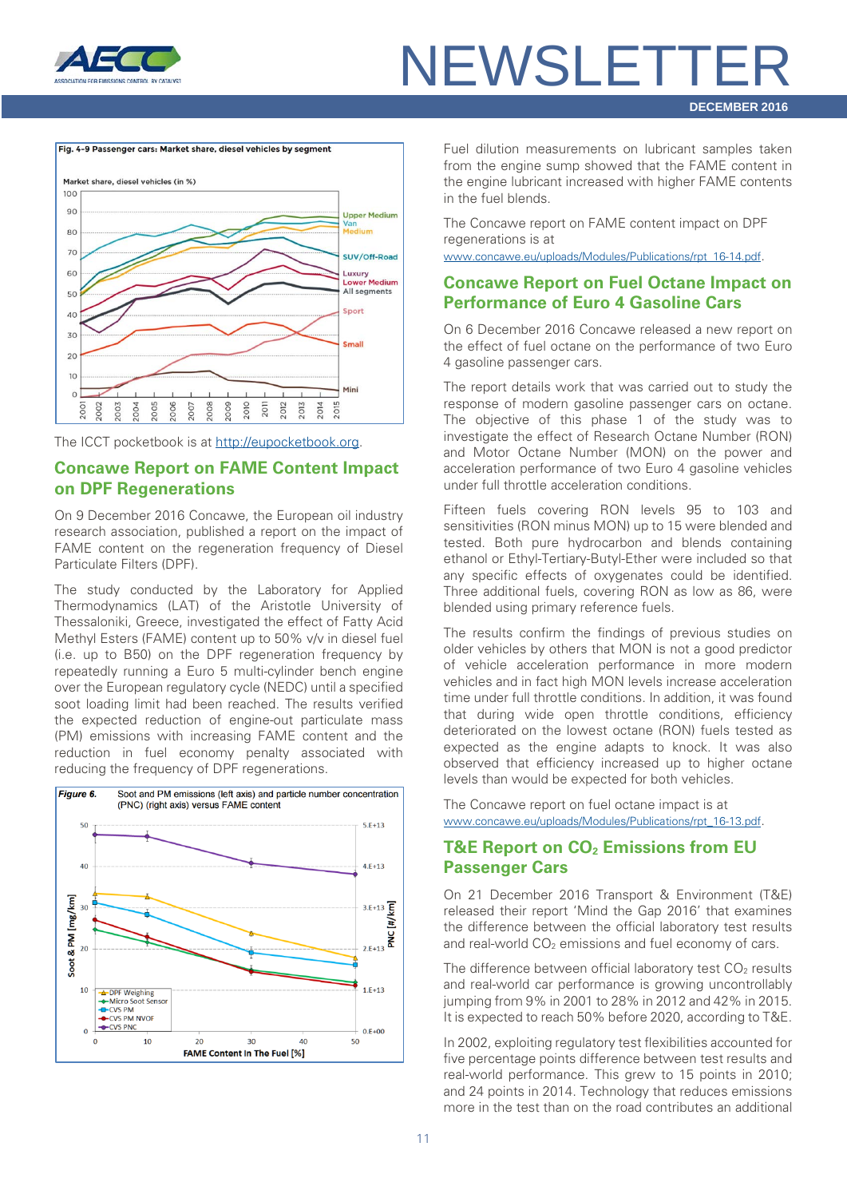Fig. 4-9 Passenger cars: Market share, diesel vehicles by segment

The ICCT pocketbook is at http://eupocketbook.org.

## Concawe Report on FAME Content Impact on DPF Regenerations

On 9 December 2016 Concawe, the European oil industry research association, published a report on the impact of FAME content on the regeneration frequency of Diesel Particulate Filters (DPF).

The study conducted by the Laboratory for Applied Thermodynamics (LAT) of the Aristotle University of Thessaloniki, Greece, investigated the effect of Fatty Acid Methyl Esters (FAME) content up to 50% v/v in diesel fuel (i.e. up to B50) on the DPF regeneration frequency by repeatedly running a Euro 5 multi-cylinder bench engine over the European regulatory cycle (NEDC) until a specified soot loading limit had been reached. The results verified the expected reduction of engine-out particulate mass (PM) emissions with increasing FAME content and the reduction in fuel economy penalty associated with reducing the frequency of DPF regenerations.

*Figure 6.* Soot and PM emissions (left axis) and particle number concentration (PNC) (right axis) versus FAME content

Fuel dilution measurements on lubricant samples taken from the engine sump showed that the FAME content in the engine lubricant increased with higher FAME contents in the fuel blends.

The Concawe report on FAME content impact on DPF regenerations is at www.concawe.eu/uploads/Modules/Publications/rpt_16-14.pdf.

## Concawe Report on Fuel Octane Impact on Performance of Euro 4 Gasoline Cars

On 6 December 2016 Concawe released a new report on the effect of fuel octane on the performance of two Euro 4 gasoline passenger cars.

The report details work that was carried out to study the response of modern gasoline passenger cars on octane. The objective of this phase 1 of the study was to investigate the effect of Research Octane Number (RON) and Motor Octane Number (MON) on the power and acceleration performance of two Euro 4 gasoline vehicles under full throttle acceleration conditions.

Fifteen fuels covering RON levels 95 to 103 and sensitivities (RON minus MON) up to 15 were blended and tested. Both pure hydrocarbon and blends containing ethanol or Ethyl-Tertiary-Butyl-Ether were included so that any specific effects of oxygenates could be identified. Three additional fuels, covering RON as low as 86, were blended using primary reference fuels.

The results confirm the findings of previous studies on older vehicles by others that MON is not a good predictor of vehicle acceleration performance in more modern vehicles and in fact high MON levels increase acceleration time under full throttle conditions. In addition, it was found that during wide open throttle conditions, efficiency deteriorated on the lowest octane (RON) fuels tested as expected as the engine adapts to knock. It was also observed that efficiency increased up to higher octane levels than would be expected for both vehicles.

The Concawe report on fuel octane impact is at www.concawe.eu/uploads/Modules/Publications/rpt_16-13.pdf.

## T&E Report on $CO_2$ Emissions from EU Passenger Cars

On 21 December 2016 Transport & Environment (T&E) released their report 'Mind the Gap 2016' that examines the difference between the official laboratory test results and real-world $CO_2$ emissions and fuel economy of cars.

The difference between official laboratory test $CO_2$ results and real-world car performance is growing uncontrollably jumping from 9% in 2001 to 28% in 2012 and 42% in 2015. It is expected to reach 50% before 2020, according to T&E.

In 2002, exploiting regulatory test flexibilities accounted for five percentage points difference between test results and real-world performance. This grew to 15 points in 2010; and 24 points in 2014. Technology that reduces emissions more in the test than on the road contributes an additional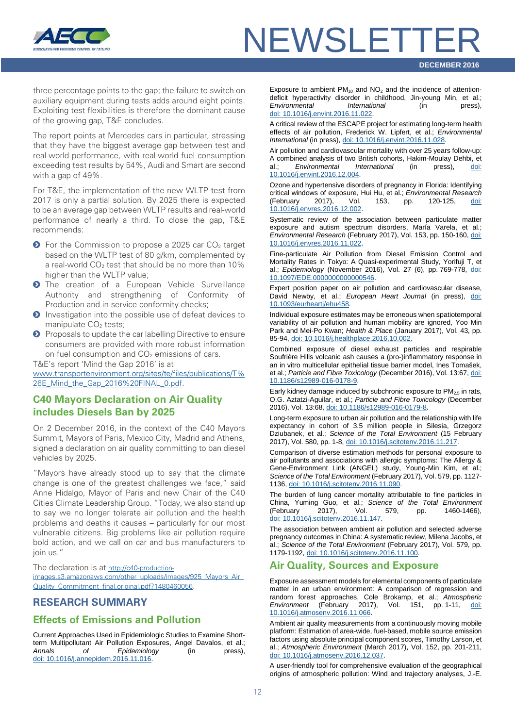three percentage points to the gap; the failure to switch on auxiliary equipment during tests adds around eight points. Exploiting test flexibilities is therefore the dominant cause of the growing gap, T&E concludes.

The report points at Mercedes cars in particular, stressing that they have the biggest average gap between test and real-world performance, with real-world fuel consumption exceeding test results by 54%, Audi and Smart are second with a gap of 49%.

For T&E, the implementation of the new WLTP test from 2017 is only a partial solution. By 2025 there is expected to be an average gap between WLTP results and real-world performance of nearly a third. To close the gap, T&E recommends:

- For the Commission to propose a 2025 car $CO_2$ target based on the WLTP test of 80 g/km, complemented by a real-world $CO_2$ test that should be no more than 10% higher than the WLTP value;
- The creation of a European Vehicle Surveillance Authority and strengthening of Conformity of Production and in-service conformity checks;
- Investigation into the possible use of defeat devices to manipulate $CO_2$ tests;
- Proposals to update the car labelling Directive to ensure consumers are provided with more robust information on fuel consumption and $CO_2$ emissions of cars.

T&E's report 'Mind the Gap 2016' is at www.transportenvironment.org/sites/te/files/publications/T%26E_Mind_the_Gap_2016%20FINAL_0.pdf.

## C40 Mayors Declaration on Air Quality includes Diesels Ban by 2025

On 2 December 2016, in the context of the C40 Mayors Summit, Mayors of Paris, Mexico City, Madrid and Athens, signed a declaration on air quality committing to ban diesel vehicles by 2025.

"Mayors have already stood up to say that the climate change is one of the greatest challenges we face," said Anne Hidalgo, Mayor of Paris and new Chair of the C40 Cities Climate Leadership Group. "Today, we also stand up to say we no longer tolerate air pollution and the health problems and deaths it causes – particularly for our most vulnerable citizens. Big problems like air pollution require bold action, and we call on car and bus manufacturers to join us."

The declaration is at http://c40-production-images.s3.amazonaws.com/other_uploads/images/925_Mayors_Air_Quality_Commitment_final.original.pdf?1480460056.

# RESEARCH SUMMARY

## Effects of Emissions and Pollution

Current Approaches Used in Epidemiologic Studies to Examine Short-term Multipollutant Air Pollution Exposures, Angel Davalos, et al.; *Annals of Epidemiology* (in press), doi: 10.1016/j.annepidem.2016.11.016.

Exposure to ambient $PM_{10}$ and $NO_2$ and the incidence of attention-deficit hyperactivity disorder in childhood, Jin-young Min, et al.; *Environmental International* (in press), doi: 10.1016/j.envint.2016.11.022.

A critical review of the ESCAPE project for estimating long-term health effects of air pollution, Frederick W. Lipfert, et al.; *Environmental International* (in press), doi: 10.1016/j.envint.2016.11.028.

Air pollution and cardiovascular mortality with over 25 years follow-up: A combined analysis of two British cohorts, Hakim-Moulay Dehbi, et al.; *Environmental International* (in press), doi: 10.1016/j.envint.2016.12.004.

Ozone and hypertensive disorders of pregnancy in Florida: Identifying critical windows of exposure, Hui Hu, et al.; *Environmental Research* (February 2017), Vol. 153, pp. 120-125, doi: 10.1016/j.envres.2016.12.002.

Systematic review of the association between particulate matter exposure and autism spectrum disorders, María Varela, et al.; *Environmental Research* (February 2017), Vol. 153, pp. 150-160, doi: 10.1016/j.envres.2016.11.022.

Fine-particulate Air Pollution from Diesel Emission Control and Mortality Rates in Tokyo: A Quasi-experimental Study, Yorifuji T, et al.; *Epidemiology* (November 2016), Vol. 27 (6), pp. 769-778, doi: 10.1097/EDE.0000000000000546.

Expert position paper on air pollution and cardiovascular disease, David Newby, et al.; *European Heart Journal* (in press), doi: 10.1093/eurheartj/ehu458.

Individual exposure estimates may be erroneous when spatiotemporal variability of air pollution and human mobility are ignored, Yoo Min Park and Mei-Po Kwan; *Health & Place* (January 2017), Vol. 43, pp. 85-94, doi: 10.1016/j.healthplace.2016.10.002.

Combined exposure of diesel exhaust particles and respirable Soufrière Hills volcanic ash causes a (pro-)inflammatory response in an in vitro multicellular epithelial tissue barrier model, Ines Tomašek, et al.; *Particle and Fibre Toxicology* (December 2016), Vol. 13:67, doi: 10.1186/s12989-016-0178-9.

Early kidney damage induced by subchronic exposure to $PM_{2.5}$ in rats, O.G. Aztatzi-Aguilar, et al.; *Particle and Fibre Toxicology* (December 2016), Vol. 13:68, doi: 10.1186/s12989-016-0179-8.

Long-term exposure to urban air pollution and the relationship with life expectancy in cohort of 3.5 million people in Silesia, Grzegorz Dziubanek, et al.; *Science of the Total Environment* (15 February 2017), Vol. 580, pp. 1-8, doi: 10.1016/j.scitotenv.2016.11.217.

Comparison of diverse estimation methods for personal exposure to air pollutants and associations with allergic symptoms: The Allergy & Gene-Environment Link (ANGEL) study, Young-Min Kim, et al.; *Science of the Total Environment* (February 2017), Vol. 579, pp. 1127-1136, doi: 10.1016/j.scitotenv.2016.11.090.

The burden of lung cancer mortality attributable to fine particles in China, Yuming Guo, et al.; *Science of the Total Environment* (February 2017), Vol. 579, pp. 1460-1466), doi: 10.1016/j.scitotenv.2016.11.147.

The association between ambient air pollution and selected adverse pregnancy outcomes in China: A systematic review, Milena Jacobs, et al.; *Science of the Total Environment* (February 2017), Vol. 579, pp. 1179-1192, doi: 10.1016/j.scitotenv.2016.11.100.

## Air Quality, Sources and Exposure

Exposure assessment models for elemental components of particulate matter in an urban environment: A comparison of regression and random forest approaches, Cole Brokamp, et al.; *Atmospheric Environment* (February 2017), Vol. 151, pp. 1-11, doi: 10.1016/j.atmosenv.2016.11.066.

Ambient air quality measurements from a continuously moving mobile platform: Estimation of area-wide, fuel-based, mobile source emission factors using absolute principal component scores, Timothy Larson, et al.; *Atmospheric Environment* (March 2017), Vol. 152, pp. 201-211, doi: 10.1016/j.atmosenv.2016.12.037.

A user-friendly tool for comprehensive evaluation of the geographical origins of atmospheric pollution: Wind and trajectory analyses, J.-E.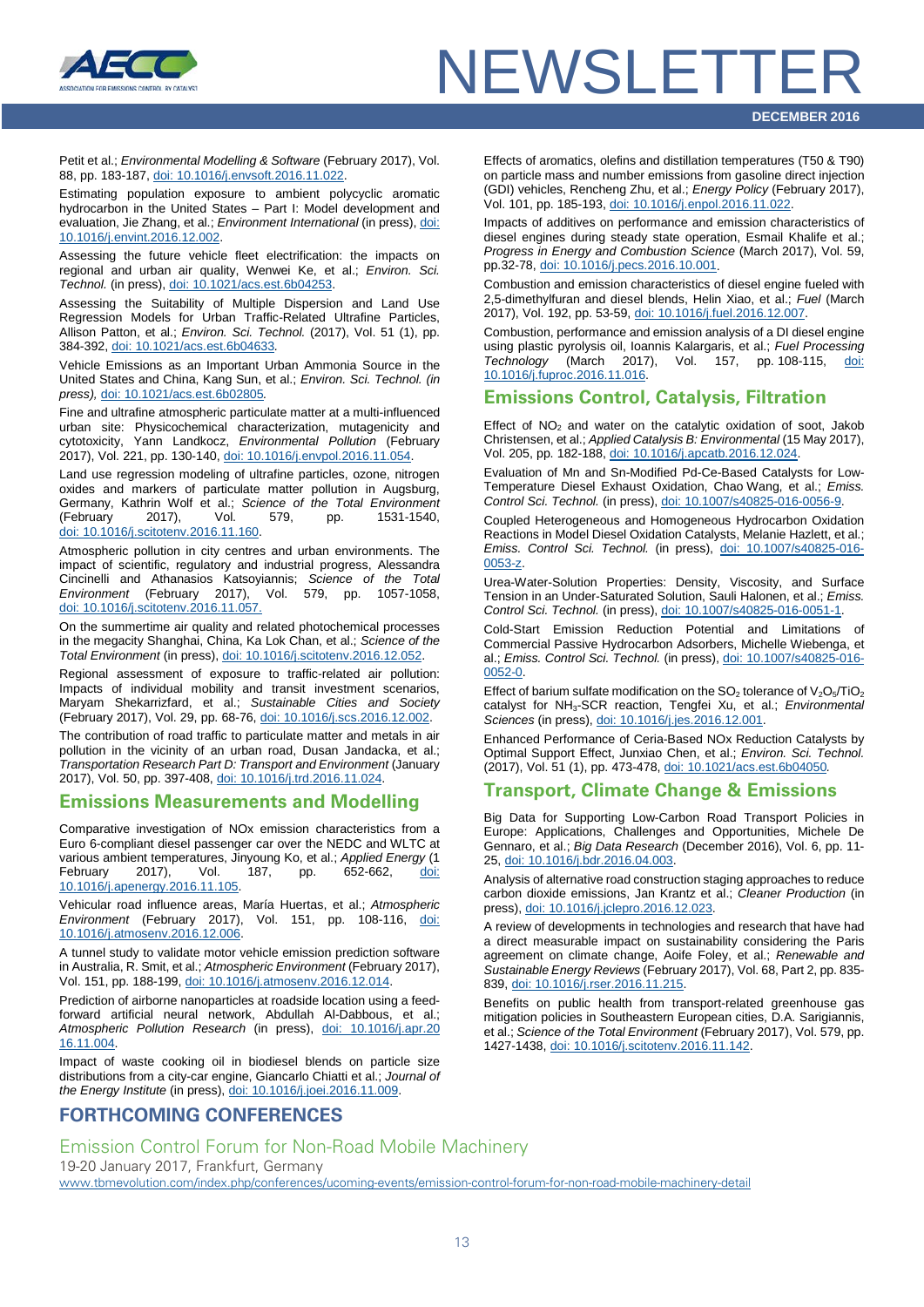Petit et al.; *Environmental Modelling & Software* (February 2017), Vol. 88, pp. 183-187, doi: 10.1016/j.envsoft.2016.11.022.

Estimating population exposure to ambient polycyclic aromatic hydrocarbon in the United States – Part I: Model development and evaluation, Jie Zhang, et al.; *Environment International* (in press), doi: 10.1016/j.envint.2016.12.002.

Assessing the future vehicle fleet electrification: the impacts on regional and urban air quality, Wenwei Ke, et al.; *Environ. Sci. Technol.* (in press), doi: 10.1021/acs.est.6b04253.

Assessing the Suitability of Multiple Dispersion and Land Use Regression Models for Urban Traffic-Related Ultrafine Particles, Allison Patton, et al.; *Environ. Sci. Technol.* (2017), Vol. 51 (1), pp. 384-392, doi: 10.1021/acs.est.6b04633.

Vehicle Emissions as an Important Urban Ammonia Source in the United States and China, Kang Sun, et al.; *Environ. Sci. Technol. (in press)*, doi: 10.1021/acs.est.6b02805.

Fine and ultrafine atmospheric particulate matter at a multi-influenced urban site: Physicochemical characterization, mutagenicity and cytotoxicity, Yann Landkocz, *Environmental Pollution* (February 2017), Vol. 221, pp. 130-140, doi: 10.1016/j.envpol.2016.11.054.

Land use regression modeling of ultrafine particles, ozone, nitrogen oxides and markers of particulate matter pollution in Augsburg, Germany, Kathrin Wolf et al.; *Science of the Total Environment* (February 2017), Vol. 579, pp. 1531-1540, doi: 10.1016/j.scitotenv.2016.11.160.

Atmospheric pollution in city centres and urban environments. The impact of scientific, regulatory and industrial progress, Alessandra Cincinelli and Athanasios Katsoyiannis; *Science of the Total Environment* (February 2017), Vol. 579, pp. 1057-1058, doi: 10.1016/j.scitotenv.2016.11.057.

On the summertime air quality and related photochemical processes in the megacity Shanghai, China, Ka Lok Chan, et al.; *Science of the Total Environment* (in press), doi: 10.1016/j.scitotenv.2016.12.052.

Regional assessment of exposure to traffic-related air pollution: Impacts of individual mobility and transit investment scenarios, Maryam Shekarrizfard, et al.; *Sustainable Cities and Society* (February 2017), Vol. 29, pp. 68-76, doi: 10.1016/j.scs.2016.12.002.

The contribution of road traffic to particulate matter and metals in air pollution in the vicinity of an urban road, Dusan Jandacka, et al.; *Transportation Research Part D: Transport and Environment* (January 2017), Vol. 50, pp. 397-408, doi: 10.1016/j.trd.2016.11.024.

## Emissions Measurements and Modelling

Comparative investigation of NOx emission characteristics from a Euro 6-compliant diesel passenger car over the NEDC and WLTC at various ambient temperatures, Jinyoung Ko, et al.; *Applied Energy* (1 February 2017), Vol. 187, pp. 652-662, doi: 10.1016/j.apenergy.2016.11.105.

Vehicular road influence areas, María Huertas, et al.; *Atmospheric Environment* (February 2017), Vol. 151, pp. 108-116, doi: 10.1016/j.atmosenv.2016.12.006.

A tunnel study to validate motor vehicle emission prediction software in Australia, R. Smit, et al.; *Atmospheric Environment* (February 2017), Vol. 151, pp. 188-199, doi: 10.1016/j.atmosenv.2016.12.014.

Prediction of airborne nanoparticles at roadside location using a feed-forward artificial neural network, Abdullah Al-Dabbous, et al.; *Atmospheric Pollution Research* (in press), doi: 10.1016/j.apr.2016.11.004.

Impact of waste cooking oil in biodiesel blends on particle size distributions from a city-car engine, Giancarlo Chiatti et al.; *Journal of the Energy Institute* (in press), doi: 10.1016/j.joei.2016.11.009.

Effects of aromatics, olefins and distillation temperatures (T50 & T90) on particle mass and number emissions from gasoline direct injection (GDI) vehicles, Rencheng Zhu, et al.; *Energy Policy* (February 2017), Vol. 101, pp. 185-193, doi: 10.1016/j.enpol.2016.11.022.

Impacts of additives on performance and emission characteristics of diesel engines during steady state operation, Esmail Khalife et al.; *Progress in Energy and Combustion Science* (March 2017), Vol. 59, pp.32-78, doi: 10.1016/j.pecs.2016.10.001.

Combustion and emission characteristics of diesel engine fueled with 2,5-dimethylfuran and diesel blends, Helin Xiao, et al.; *Fuel* (March 2017), Vol. 192, pp. 53-59, doi: 10.1016/j.fuel.2016.12.007.

Combustion, performance and emission analysis of a DI diesel engine using plastic pyrolysis oil, Ioannis Kalargaris, et al.; *Fuel Processing Technology* (March 2017), Vol. 157, pp. 108-115, doi: 10.1016/j.fuproc.2016.11.016.

## Emissions Control, Catalysis, Filtration

Effect of $NO_2$ and water on the catalytic oxidation of soot, Jakob Christensen, et al.; *Applied Catalysis B: Environmental* (15 May 2017), Vol. 205, pp. 182-188, doi: 10.1016/j.apcatb.2016.12.024.

Evaluation of Mn and Sn-Modified Pd-Ce-Based Catalysts for Low-Temperature Diesel Exhaust Oxidation, Chao Wang, et al.; *Emiss. Control Sci. Technol.* (in press), doi: 10.1007/s40825-016-0056-9.

Coupled Heterogeneous and Homogeneous Hydrocarbon Oxidation Reactions in Model Diesel Oxidation Catalysts, Melanie Hazlett, et al.; *Emiss. Control Sci. Technol.* (in press), doi: 10.1007/s40825-016-0053-z.

Urea-Water-Solution Properties: Density, Viscosity, and Surface Tension in an Under-Saturated Solution, Sauli Halonen, et al.; *Emiss. Control Sci. Technol.* (in press), doi: 10.1007/s40825-016-0051-1.

Cold-Start Emission Reduction Potential and Limitations of Commercial Passive Hydrocarbon Adsorbers, Michelle Wiebenga, et al.; *Emiss. Control Sci. Technol.* (in press), doi: 10.1007/s40825-016-0052-0.

Effect of barium sulfate modification on the $SO_2$ tolerance of $V_2O_5/TiO_2$ catalyst for $NH_3$-SCR reaction, Tengfei Xu, et al.; *Environmental Sciences* (in press), doi: 10.1016/j.jes.2016.12.001.

Enhanced Performance of Ceria-Based NOx Reduction Catalysts by Optimal Support Effect, Junxiao Chen, et al.; *Environ. Sci. Technol.* (2017), Vol. 51 (1), pp. 473-478, doi: 10.1021/acs.est.6b04050.

## Transport, Climate Change & Emissions

Big Data for Supporting Low-Carbon Road Transport Policies in Europe: Applications, Challenges and Opportunities, Michele De Gennaro, et al.; *Big Data Research* (December 2016), Vol. 6, pp. 11-25, doi: 10.1016/j.bdr.2016.04.003.

Analysis of alternative road construction staging approaches to reduce carbon dioxide emissions, Jan Krantz et al.; *Cleaner Production* (in press), doi: 10.1016/j.jclepro.2016.12.023.

A review of developments in technologies and research that have had a direct measurable impact on sustainability considering the Paris agreement on climate change, Aoife Foley, et al.; *Renewable and Sustainable Energy Reviews* (February 2017), Vol. 68, Part 2, pp. 835-839, doi: 10.1016/j.rser.2016.11.215.

Benefits on public health from transport-related greenhouse gas mitigation policies in Southeastern European cities, D.A. Sarigiannis, et al.; *Science of the Total Environment* (February 2017), Vol. 579, pp. 1427-1438, doi: 10.1016/j.scitotenv.2016.11.142.

## FORTHCOMING CONFERENCES

### Emission Control Forum for Non-Road Mobile Machinery

19-20 January 2017, Frankfurt, Germany

www.tbmevolution.com/index.php/conferences/ucoming-events/emission-control-forum-for-non-road-mobile-machinery-detail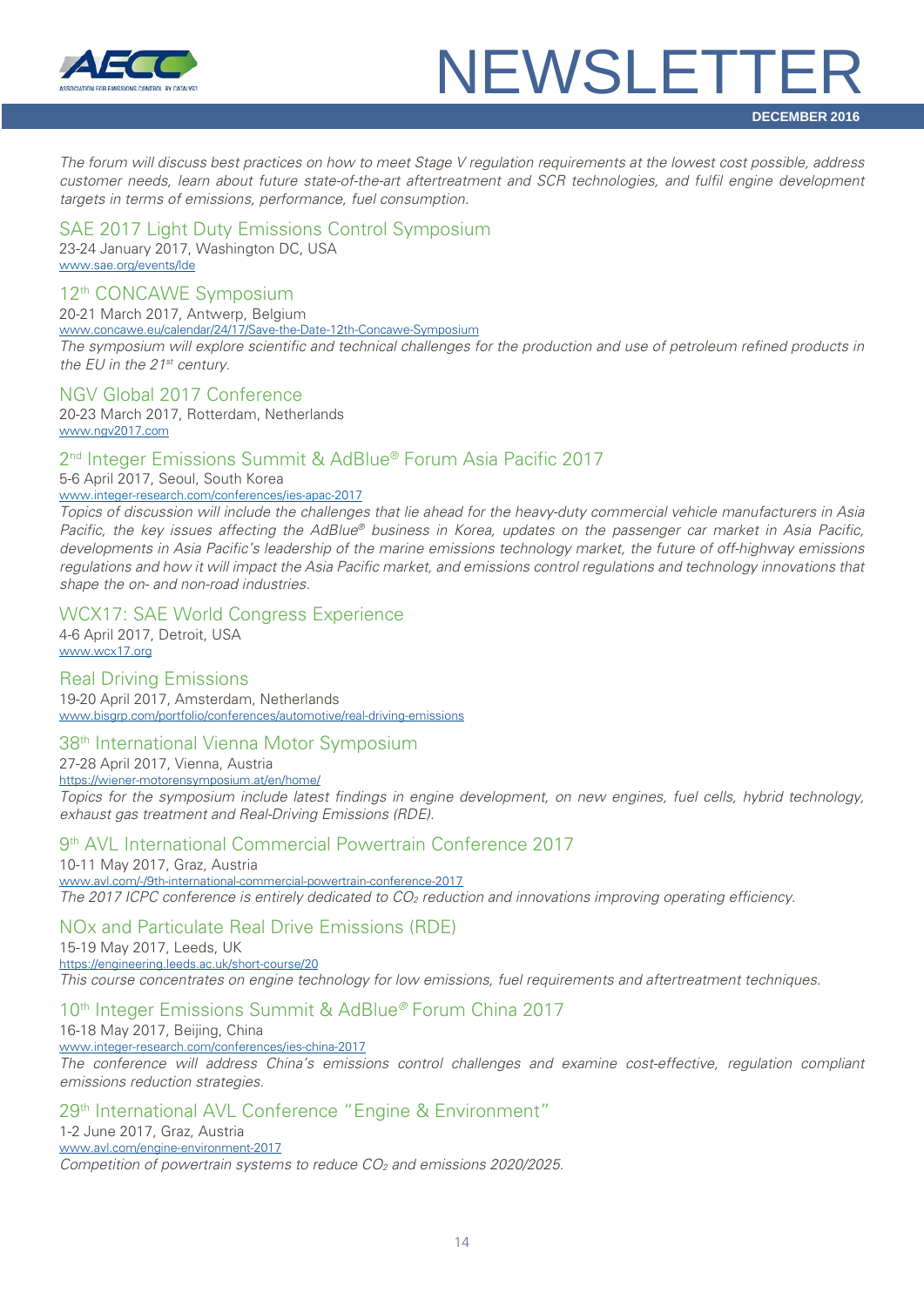*The forum will discuss best practices on how to meet Stage V regulation requirements at the lowest cost possible, address customer needs, learn about future state-of-the-art aftertreatment and SCR technologies, and fulfil engine development targets in terms of emissions, performance, fuel consumption.*

### SAE 2017 Light Duty Emissions Control Symposium

23-24 January 2017, Washington DC, USA
www.sae.org/events/lde

### 12th CONCAWE Symposium

20-21 March 2017, Antwerp, Belgium
www.concawe.eu/calendar/24/17/Save-the-Date-12th-Concawe-Symposium
*The symposium will explore scientific and technical challenges for the production and use of petroleum refined products in the EU in the 21st century.*

### NGV Global 2017 Conference

20-23 March 2017, Rotterdam, Netherlands
www.ngv2017.com

### 2nd Integer Emissions Summit & AdBlue® Forum Asia Pacific 2017

5-6 April 2017, Seoul, South Korea
www.integer-research.com/conferences/ies-apac-2017
*Topics of discussion will include the challenges that lie ahead for the heavy-duty commercial vehicle manufacturers in Asia Pacific, the key issues affecting the AdBlue® business in Korea, updates on the passenger car market in Asia Pacific, developments in Asia Pacific's leadership of the marine emissions technology market, the future of off-highway emissions regulations and how it will impact the Asia Pacific market, and emissions control regulations and technology innovations that shape the on- and non-road industries.*

### WCX17: SAE World Congress Experience

4-6 April 2017, Detroit, USA
www.wcx17.org

### Real Driving Emissions

19-20 April 2017, Amsterdam, Netherlands
www.bisgrp.com/portfolio/conferences/automotive/real-driving-emissions

### 38th International Vienna Motor Symposium

27-28 April 2017, Vienna, Austria
https://wiener-motorensymposium.at/en/home/
*Topics for the symposium include latest findings in engine development, on new engines, fuel cells, hybrid technology, exhaust gas treatment and Real-Driving Emissions (RDE).*

### 9th AVL International Commercial Powertrain Conference 2017

10-11 May 2017, Graz, Austria
www.avl.com/-/9th-international-commercial-powertrain-conference-2017
*The 2017 ICPC conference is entirely dedicated to $CO_2$ reduction and innovations improving operating efficiency.*

### NOx and Particulate Real Drive Emissions (RDE)

15-19 May 2017, Leeds, UK
https://engineering.leeds.ac.uk/short-course/20
*This course concentrates on engine technology for low emissions, fuel requirements and aftertreatment techniques.*

### 10th Integer Emissions Summit & AdBlue® Forum China 2017

16-18 May 2017, Beijing, China
www.integer-research.com/conferences/ies-china-2017
*The conference will address China's emissions control challenges and examine cost-effective, regulation compliant emissions reduction strategies.*

### 29th International AVL Conference "Engine & Environment"

1-2 June 2017, Graz, Austria
www.avl.com/engine-environment-2017
*Competition of powertrain systems to reduce $CO_2$ and emissions 2020/2025.*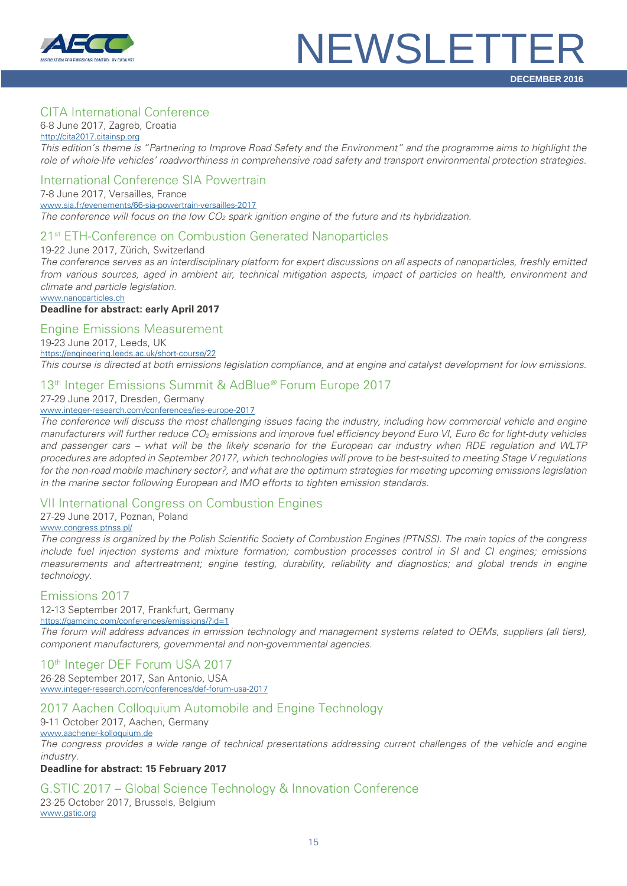## CITA International Conference

6-8 June 2017, Zagreb, Croatia

http://cita2017.citainsp.org

*This edition's theme is "Partnering to Improve Road Safety and the Environment" and the programme aims to highlight the role of whole-life vehicles' roadworthiness in comprehensive road safety and transport environmental protection strategies.*

## International Conference SIA Powertrain

7-8 June 2017, Versailles, France

www.sia.fr/evenements/66-sia-powertrain-versailles-2017

*The conference will focus on the low $CO_2$ spark ignition engine of the future and its hybridization.*

## 21st ETH-Conference on Combustion Generated Nanoparticles

19-22 June 2017, Zürich, Switzerland

*The conference serves as an interdisciplinary platform for expert discussions on all aspects of nanoparticles, freshly emitted from various sources, aged in ambient air, technical mitigation aspects, impact of particles on health, environment and climate and particle legislation.*

www.nanoparticles.ch

**Deadline for abstract: early April 2017**

## Engine Emissions Measurement

19-23 June 2017, Leeds, UK

https://engineering.leeds.ac.uk/short-course/22

*This course is directed at both emissions legislation compliance, and at engine and catalyst development for low emissions.*

## 13th Integer Emissions Summit & AdBlue® Forum Europe 2017

27-29 June 2017, Dresden, Germany

www.integer-research.com/conferences/ies-europe-2017

*The conference will discuss the most challenging issues facing the industry, including how commercial vehicle and engine manufacturers will further reduce $CO_2$ emissions and improve fuel efficiency beyond Euro VI, Euro 6c for light-duty vehicles and passenger cars – what will be the likely scenario for the European car industry when RDE regulation and WLTP procedures are adopted in September 2017?, which technologies will prove to be best-suited to meeting Stage V regulations for the non-road mobile machinery sector?, and what are the optimum strategies for meeting upcoming emissions legislation in the marine sector following European and IMO efforts to tighten emission standards.*

## VII International Congress on Combustion Engines

27-29 June 2017, Poznan, Poland

www.congress.ptnss.pl/

*The congress is organized by the Polish Scientific Society of Combustion Engines (PTNSS). The main topics of the congress include fuel injection systems and mixture formation; combustion processes control in SI and CI engines; emissions measurements and aftertreatment; engine testing, durability, reliability and diagnostics; and global trends in engine technology.*

## Emissions 2017

12-13 September 2017, Frankfurt, Germany

https://gamcinc.com/conferences/emissions/?id=1

*The forum will address advances in emission technology and management systems related to OEMs, suppliers (all tiers), component manufacturers, governmental and non-governmental agencies.*

## 10th Integer DEF Forum USA 2017

26-28 September 2017, San Antonio, USA

www.integer-research.com/conferences/def-forum-usa-2017

## 2017 Aachen Colloquium Automobile and Engine Technology

9-11 October 2017, Aachen, Germany

www.aachener-kolloquium.de

*The congress provides a wide range of technical presentations addressing current challenges of the vehicle and engine industry.*

**Deadline for abstract: 15 February 2017**

## G.STIC 2017 – Global Science Technology & Innovation Conference

23-25 October 2017, Brussels, Belgium

www.gstic.org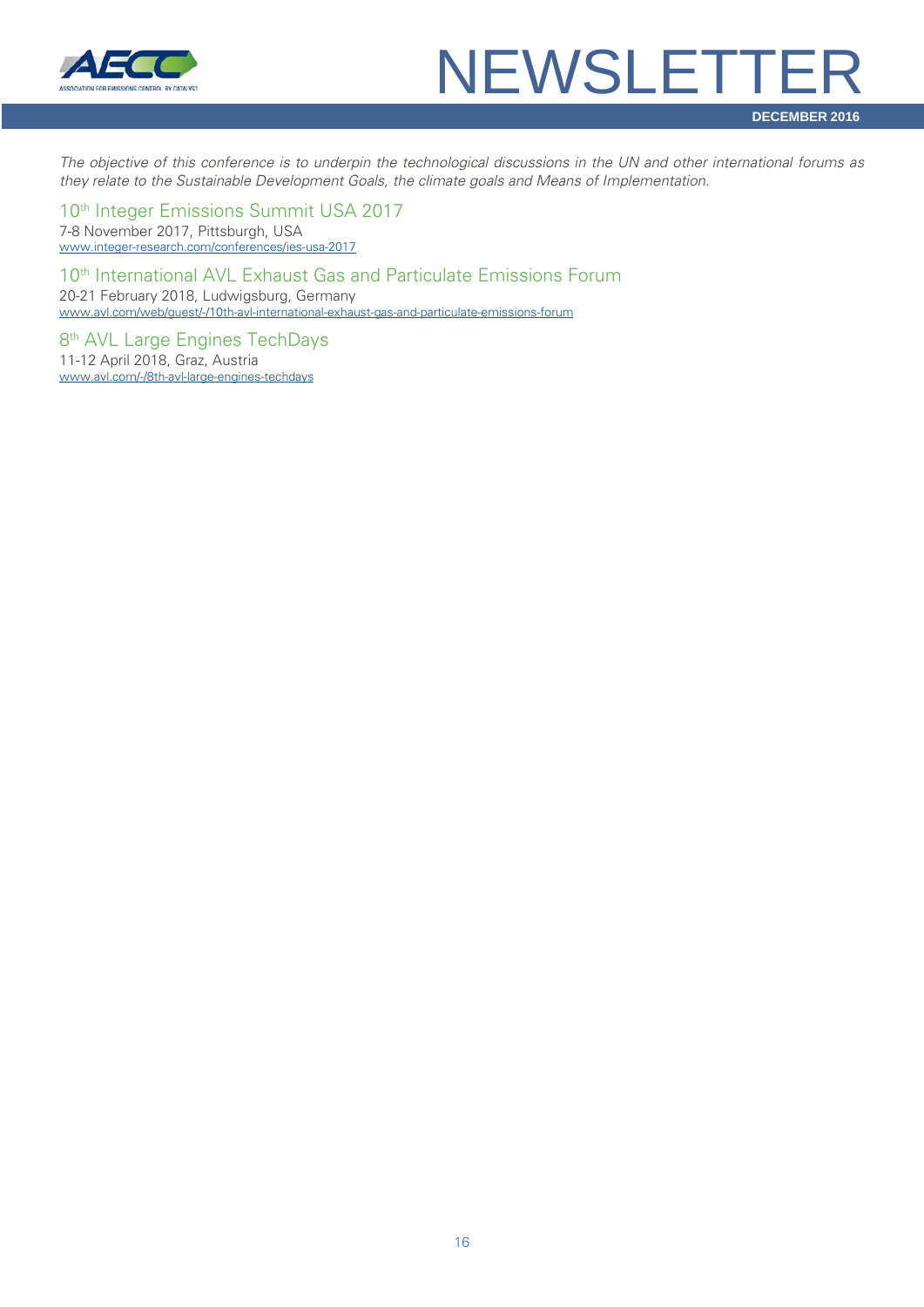*The objective of this conference is to underpin the technological discussions in the UN and other international forums as they relate to the Sustainable Development Goals, the climate goals and Means of Implementation.*

### 10th Integer Emissions Summit USA 2017

7-8 November 2017, Pittsburgh, USA
www.integer-research.com/conferences/ies-usa-2017

### 10th International AVL Exhaust Gas and Particulate Emissions Forum

20-21 February 2018, Ludwigsburg, Germany
www.avl.com/web/guest/-/10th-avl-international-exhaust-gas-and-particulate-emissions-forum

### 8th AVL Large Engines TechDays

11-12 April 2018, Graz, Austria
www.avl.com/-/8th-avl-large-engines-techdays